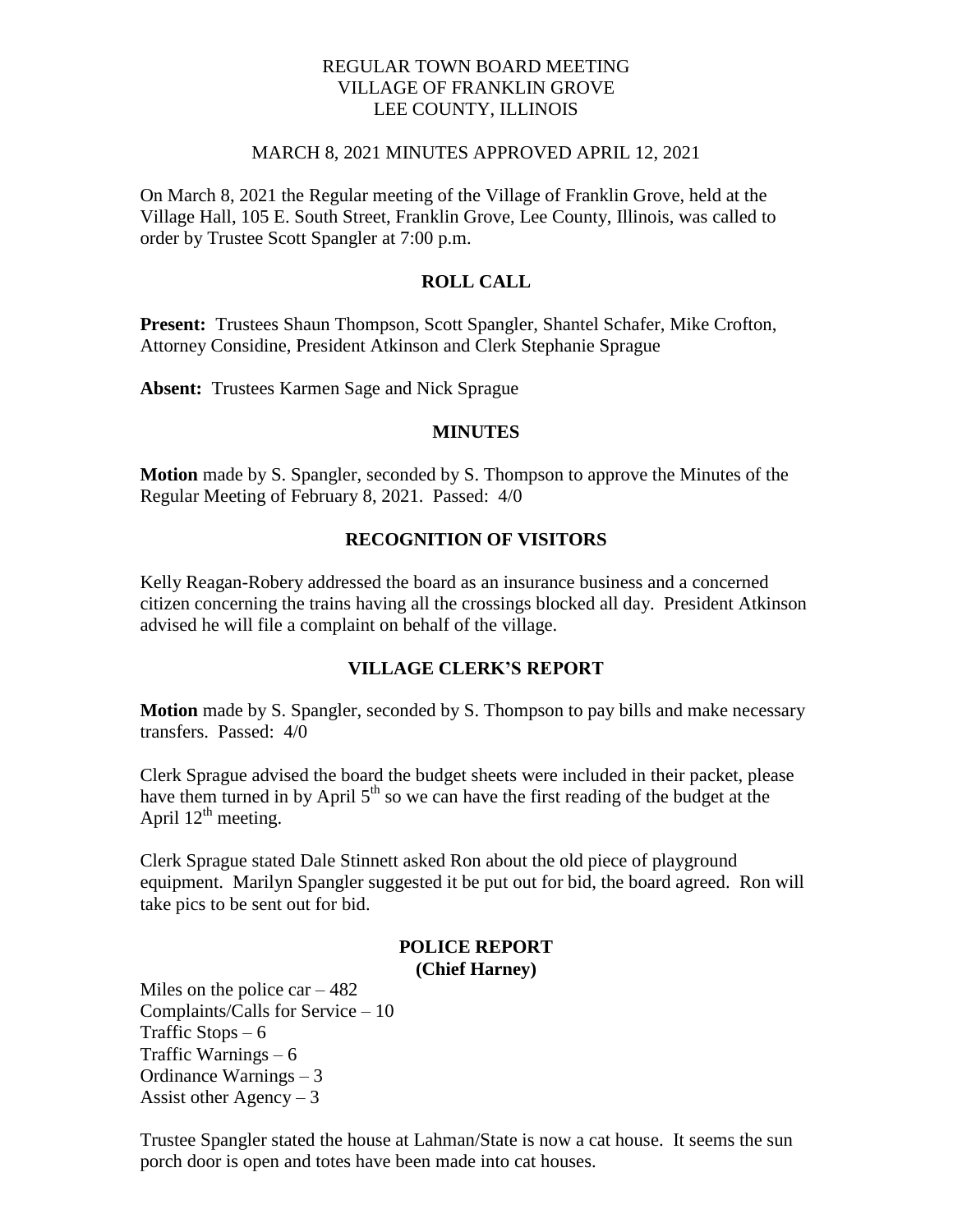# REGULAR TOWN BOARD MEETING
# VILLAGE OF FRANKLIN GROVE
# LEE COUNTY, ILLINOIS

MARCH 8, 2021 MINUTES APPROVED APRIL 12, 2021

On March 8, 2021 the Regular meeting of the Village of Franklin Grove, held at the Village Hall, 105 E. South Street, Franklin Grove, Lee County, Illinois, was called to order by Trustee Scott Spangler at 7:00 p.m.

## ROLL CALL

**Present:** Trustees Shaun Thompson, Scott Spangler, Shantel Schafer, Mike Crofton, Attorney Considine, President Atkinson and Clerk Stephanie Sprague

**Absent:** Trustees Karmen Sage and Nick Sprague

## MINUTES

**Motion** made by S. Spangler, seconded by S. Thompson to approve the Minutes of the Regular Meeting of February 8, 2021. Passed: 4/0

## RECOGNITION OF VISITORS

Kelly Reagan-Robery addressed the board as an insurance business and a concerned citizen concerning the trains having all the crossings blocked all day. President Atkinson advised he will file a complaint on behalf of the village.

## VILLAGE CLERK'S REPORT

**Motion** made by S. Spangler, seconded by S. Thompson to pay bills and make necessary transfers. Passed: 4/0

Clerk Sprague advised the board the budget sheets were included in their packet, please have them turned in by April 5th so we can have the first reading of the budget at the April 12th meeting.

Clerk Sprague stated Dale Stinnett asked Ron about the old piece of playground equipment. Marilyn Spangler suggested it be put out for bid, the board agreed. Ron will take pics to be sent out for bid.

## POLICE REPORT
**(Chief Harney)**

Miles on the police car – 482
Complaints/Calls for Service – 10
Traffic Stops – 6
Traffic Warnings – 6
Ordinance Warnings – 3
Assist other Agency – 3

Trustee Spangler stated the house at Lahman/State is now a cat house. It seems the sun porch door is open and totes have been made into cat houses.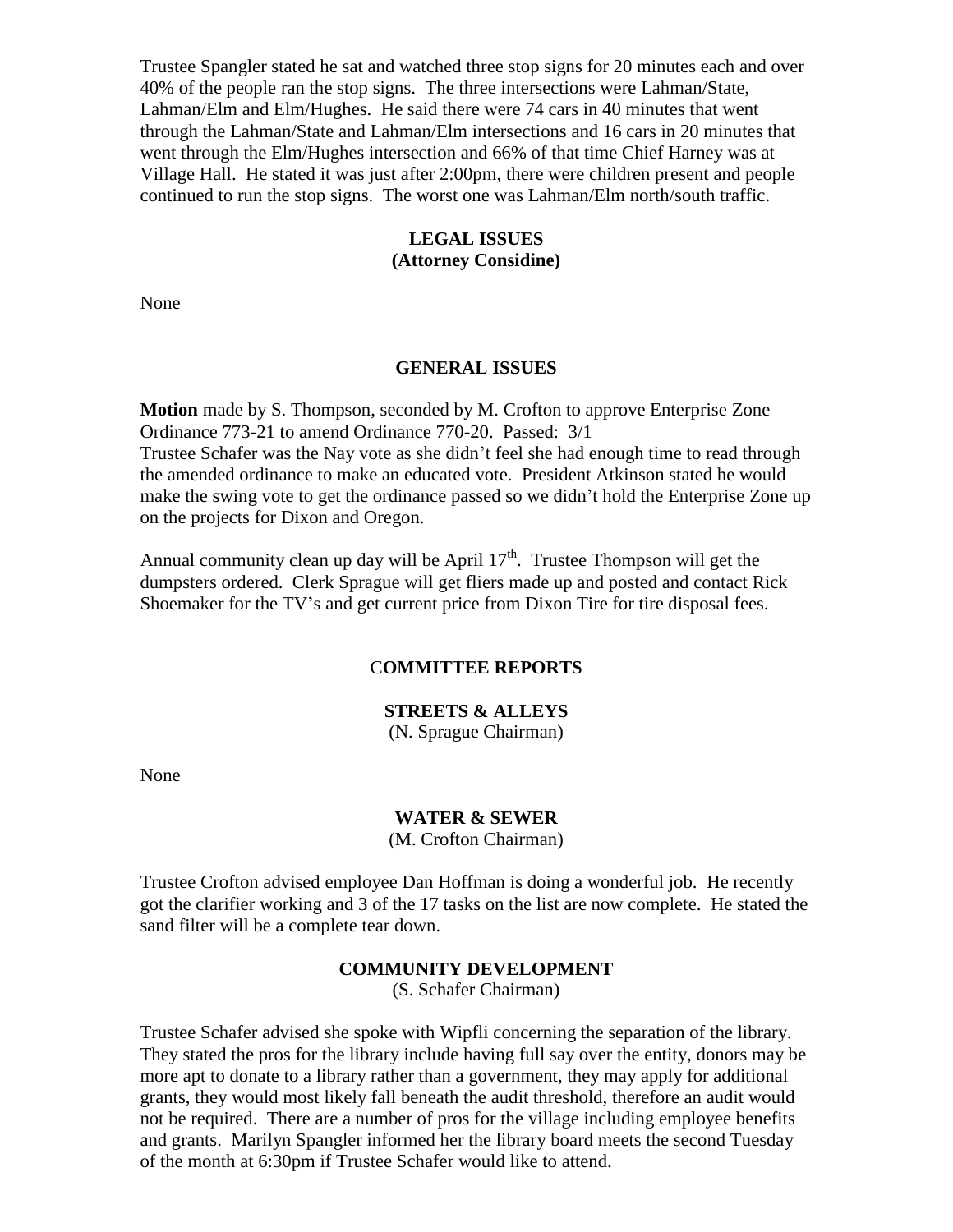Trustee Spangler stated he sat and watched three stop signs for 20 minutes each and over 40% of the people ran the stop signs. The three intersections were Lahman/State, Lahman/Elm and Elm/Hughes. He said there were 74 cars in 40 minutes that went through the Lahman/State and Lahman/Elm intersections and 16 cars in 20 minutes that went through the Elm/Hughes intersection and 66% of that time Chief Harney was at Village Hall. He stated it was just after 2:00pm, there were children present and people continued to run the stop signs. The worst one was Lahman/Elm north/south traffic.

## LEGAL ISSUES
**(Attorney Considine)**

None

## GENERAL ISSUES

**Motion** made by S. Thompson, seconded by M. Crofton to approve Enterprise Zone Ordinance 773-21 to amend Ordinance 770-20. Passed: 3/1
Trustee Schafer was the Nay vote as she didn't feel she had enough time to read through the amended ordinance to make an educated vote. President Atkinson stated he would make the swing vote to get the ordinance passed so we didn't hold the Enterprise Zone up on the projects for Dixon and Oregon.

Annual community clean up day will be April 17th. Trustee Thompson will get the dumpsters ordered. Clerk Sprague will get fliers made up and posted and contact Rick Shoemaker for the TV's and get current price from Dixon Tire for tire disposal fees.

## COMMITTEE REPORTS

### STREETS & ALLEYS
(N. Sprague Chairman)

None

### WATER & SEWER
(M. Crofton Chairman)

Trustee Crofton advised employee Dan Hoffman is doing a wonderful job. He recently got the clarifier working and 3 of the 17 tasks on the list are now complete. He stated the sand filter will be a complete tear down.

### COMMUNITY DEVELOPMENT
(S. Schafer Chairman)

Trustee Schafer advised she spoke with Wipfli concerning the separation of the library. They stated the pros for the library include having full say over the entity, donors may be more apt to donate to a library rather than a government, they may apply for additional grants, they would most likely fall beneath the audit threshold, therefore an audit would not be required. There are a number of pros for the village including employee benefits and grants. Marilyn Spangler informed her the library board meets the second Tuesday of the month at 6:30pm if Trustee Schafer would like to attend.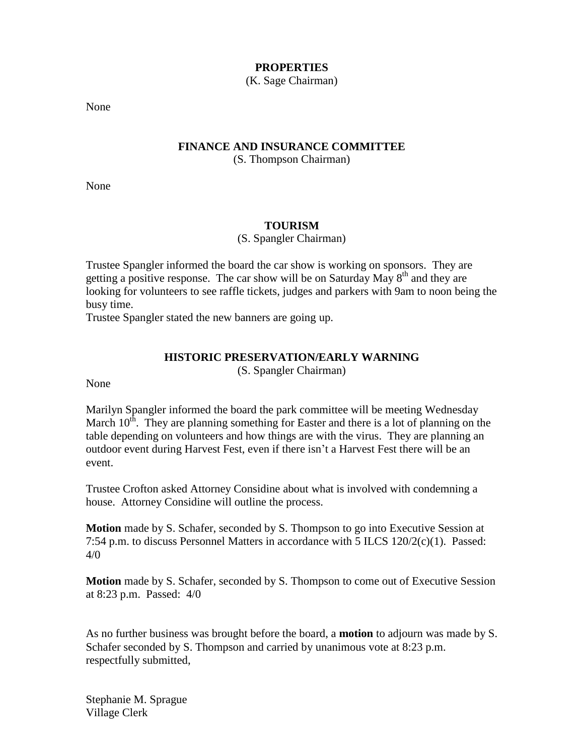**PROPERTIES**
(K. Sage Chairman)

None

**FINANCE AND INSURANCE COMMITTEE**
(S. Thompson Chairman)

None

**TOURISM**
(S. Spangler Chairman)

Trustee Spangler informed the board the car show is working on sponsors. They are getting a positive response. The car show will be on Saturday May 8th and they are looking for volunteers to see raffle tickets, judges and parkers with 9am to noon being the busy time.
Trustee Spangler stated the new banners are going up.

**HISTORIC PRESERVATION/EARLY WARNING**
(S. Spangler Chairman)

None

Marilyn Spangler informed the board the park committee will be meeting Wednesday March 10th. They are planning something for Easter and there is a lot of planning on the table depending on volunteers and how things are with the virus. They are planning an outdoor event during Harvest Fest, even if there isn't a Harvest Fest there will be an event.

Trustee Crofton asked Attorney Considine about what is involved with condemning a house. Attorney Considine will outline the process.

**Motion** made by S. Schafer, seconded by S. Thompson to go into Executive Session at 7:54 p.m. to discuss Personnel Matters in accordance with 5 ILCS 120/2(c)(1). Passed: 4/0

**Motion** made by S. Schafer, seconded by S. Thompson to come out of Executive Session at 8:23 p.m. Passed: 4/0

As no further business was brought before the board, a **motion** to adjourn was made by S. Schafer seconded by S. Thompson and carried by unanimous vote at 8:23 p.m.
respectfully submitted,

Stephanie M. Sprague
Village Clerk